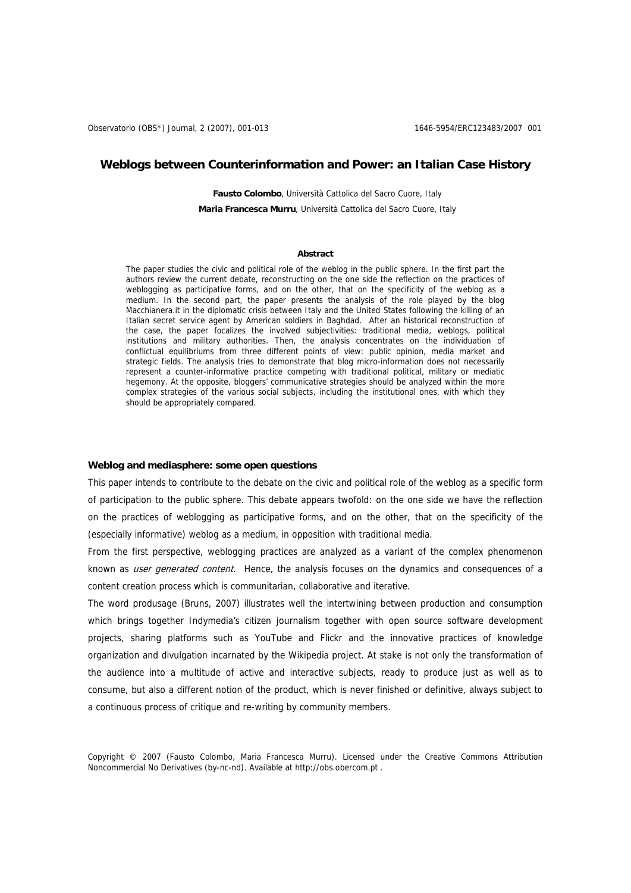# Weblogs between Counterinformation and Power: an Italian Case History

**Fausto Colombo**, Università Cattolica del Sacro Cuore, Italy

**Maria Francesca Murru**, Università Cattolica del Sacro Cuore, Italy

**Abstract**

The paper studies the civic and political role of the weblog in the public sphere. In the first part the authors review the current debate, reconstructing on the one side the reflection on the practices of weblogging as participative forms, and on the other, that on the specificity of the weblog as a medium. In the second part, the paper presents the analysis of the role played by the blog Macchianera.it in the diplomatic crisis between Italy and the United States following the killing of an Italian secret service agent by American soldiers in Baghdad. After an historical reconstruction of the case, the paper focalizes the involved subjectivities: traditional media, weblogs, political institutions and military authorities. Then, the analysis concentrates on the individuation of conflictual equilibriums from three different points of view: public opinion, media market and strategic fields. The analysis tries to demonstrate that blog micro-information does not necessarily represent a counter-informative practice competing with traditional political, military or mediatic hegemony. At the opposite, bloggers' communicative strategies should be analyzed within the more complex strategies of the various social subjects, including the institutional ones, with which they should be appropriately compared.

## Weblog and mediasphere: some open questions

This paper intends to contribute to the debate on the civic and political role of the weblog as a specific form of participation to the public sphere. This debate appears twofold: on the one side we have the reflection on the practices of weblogging as participative forms, and on the other, that on the specificity of the (especially informative) weblog as a medium, in opposition with traditional media.

From the first perspective, weblogging practices are analyzed as a variant of the complex phenomenon known as *user generated content*. Hence, the analysis focuses on the dynamics and consequences of a content creation process which is communitarian, collaborative and iterative.

The word produsage (Bruns, 2007) illustrates well the intertwining between production and consumption which brings together Indymedia's citizen journalism together with open source software development projects, sharing platforms such as YouTube and Flickr and the innovative practices of knowledge organization and divulgation incarnated by the Wikipedia project. At stake is not only the transformation of the audience into a multitude of active and interactive subjects, ready to produce just as well as to consume, but also a different notion of the product, which is never finished or definitive, always subject to a continuous process of critique and re-writing by community members.

Copyright © 2007 (Fausto Colombo, Maria Francesca Murru). Licensed under the Creative Commons Attribution Noncommercial No Derivatives (by-nc-nd). Available at http://obs.obercom.pt .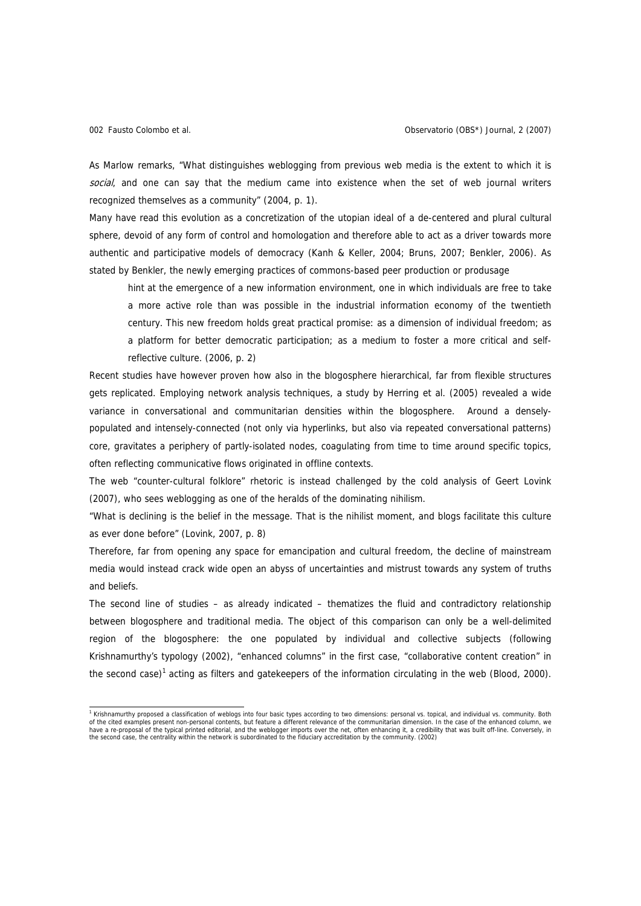As Marlow remarks, "What distinguishes weblogging from previous web media is the extent to which it is *social*, and one can say that the medium came into existence when the set of web journal writers recognized themselves as a community" (2004, p. 1).

Many have read this evolution as a concretization of the utopian ideal of a de-centered and plural cultural sphere, devoid of any form of control and homologation and therefore able to act as a driver towards more authentic and participative models of democracy (Kanh & Keller, 2004; Bruns, 2007; Benkler, 2006). As stated by Benkler, the newly emerging practices of commons-based peer production or produsage

> hint at the emergence of a new information environment, one in which individuals are free to take a more active role than was possible in the industrial information economy of the twentieth century. This new freedom holds great practical promise: as a dimension of individual freedom; as a platform for better democratic participation; as a medium to foster a more critical and self-reflective culture. (2006, p. 2)

Recent studies have however proven how also in the blogosphere hierarchical, far from flexible structures gets replicated. Employing network analysis techniques, a study by Herring et al. (2005) revealed a wide variance in conversational and communitarian densities within the blogosphere. Around a densely-populated and intensely-connected (not only via hyperlinks, but also via repeated conversational patterns) core, gravitates a periphery of partly-isolated nodes, coagulating from time to time around specific topics, often reflecting communicative flows originated in offline contexts.

The web "counter-cultural folklore" rhetoric is instead challenged by the cold analysis of Geert Lovink (2007), who sees weblogging as one of the heralds of the dominating nihilism.

"What is declining is the belief in the message. That is the nihilist moment, and blogs facilitate this culture as ever done before" (Lovink, 2007, p. 8)

Therefore, far from opening any space for emancipation and cultural freedom, the decline of mainstream media would instead crack wide open an abyss of uncertainties and mistrust towards any system of truths and beliefs.

The second line of studies – as already indicated – thematizes the fluid and contradictory relationship between blogosphere and traditional media. The object of this comparison can only be a well-delimited region of the blogosphere: the one populated by individual and collective subjects (following Krishnamurthy's typology (2002), "enhanced columns" in the first case, "collaborative content creation" in the second case)[1] acting as filters and gatekeepers of the information circulating in the web (Blood, 2000).

[1] Krishnamurthy proposed a classification of weblogs into four basic types according to two dimensions: personal vs. topical, and individual vs. community. Both of the cited examples present non-personal contents, but feature a different relevance of the communitarian dimension. In the case of the enhanced column, we have a re-proposal of the typical printed editorial, and the weblogger imports over the net, often enhancing it, a credibility that was built off-line. Conversely, in the second case, the centrality within the network is subordinated to the fiduciary accreditation by the community. (2002)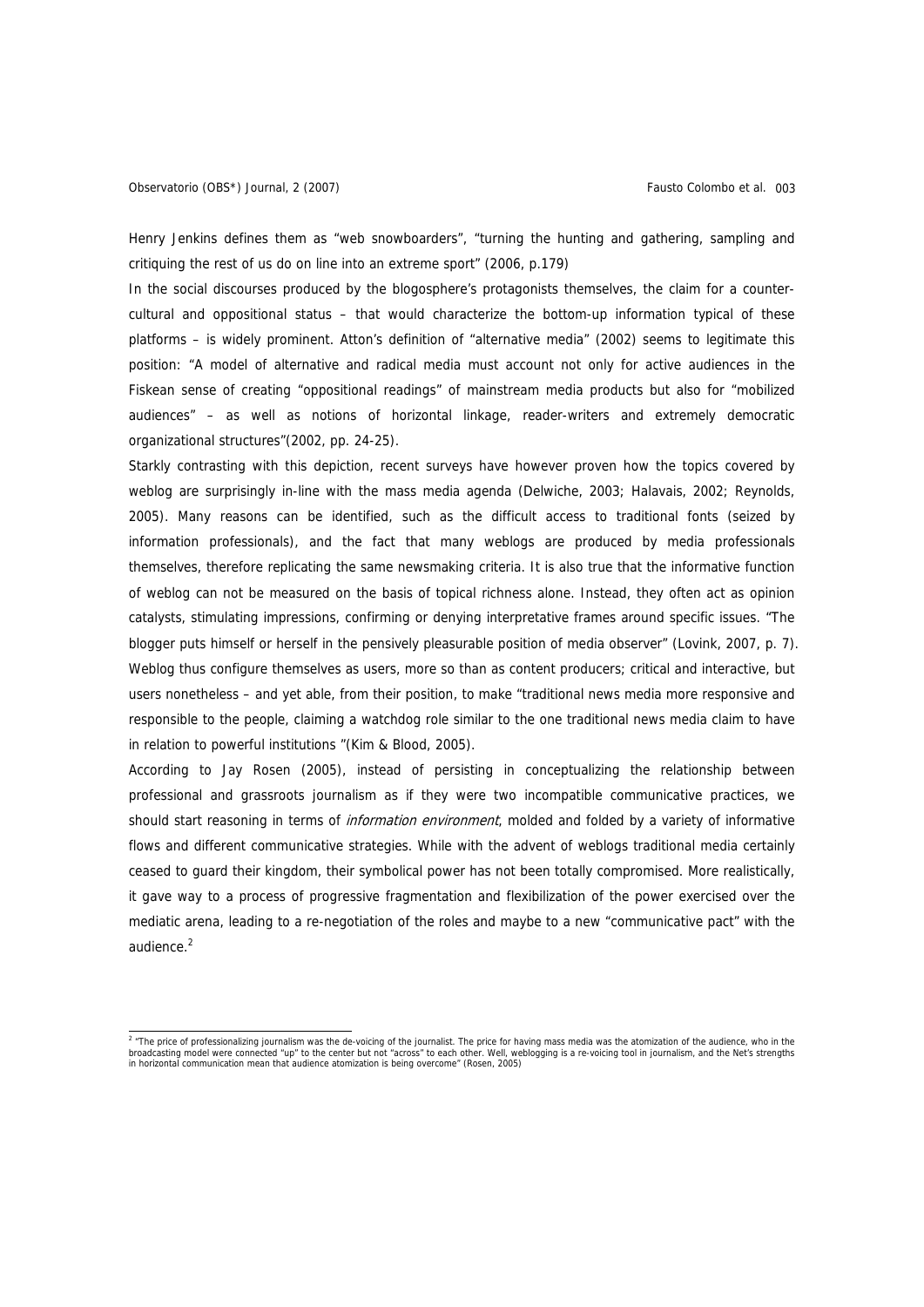Henry Jenkins defines them as "web snowboarders", "turning the hunting and gathering, sampling and critiquing the rest of us do on line into an extreme sport" (2006, p.179)

In the social discourses produced by the blogosphere's protagonists themselves, the claim for a counter-cultural and oppositional status – that would characterize the bottom-up information typical of these platforms – is widely prominent. Atton's definition of "alternative media" (2002) seems to legitimate this position: "A model of alternative and radical media must account not only for active audiences in the Fiskean sense of creating "oppositional readings" of mainstream media products but also for "mobilized audiences" – as well as notions of horizontal linkage, reader-writers and extremely democratic organizational structures"(2002, pp. 24-25).

Starkly contrasting with this depiction, recent surveys have however proven how the topics covered by weblog are surprisingly in-line with the mass media agenda (Delwiche, 2003; Halavais, 2002; Reynolds, 2005). Many reasons can be identified, such as the difficult access to traditional fonts (seized by information professionals), and the fact that many weblogs are produced by media professionals themselves, therefore replicating the same newsmaking criteria. It is also true that the informative function of weblog can not be measured on the basis of topical richness alone. Instead, they often act as opinion catalysts, stimulating impressions, confirming or denying interpretative frames around specific issues. "The blogger puts himself or herself in the pensively pleasurable position of media observer" (Lovink, 2007, p. 7). Weblog thus configure themselves as users, more so than as content producers; critical and interactive, but users nonetheless – and yet able, from their position, to make "traditional news media more responsive and responsible to the people, claiming a watchdog role similar to the one traditional news media claim to have in relation to powerful institutions "(Kim & Blood, 2005).

According to Jay Rosen (2005), instead of persisting in conceptualizing the relationship between professional and grassroots journalism as if they were two incompatible communicative practices, we should start reasoning in terms of *information environment*, molded and folded by a variety of informative flows and different communicative strategies. While with the advent of weblogs traditional media certainly ceased to guard their kingdom, their symbolical power has not been totally compromised. More realistically, it gave way to a process of progressive fragmentation and flexibilization of the power exercised over the mediatic arena, leading to a re-negotiation of the roles and maybe to a new "communicative pact" with the audience.[2]

---

[2] "The price of professionalizing journalism was the de-voicing of the journalist. The price for having mass media was the atomization of the audience, who in the broadcasting model were connected "up" to the center but not "across" to each other. Well, weblogging is a re-voicing tool in journalism, and the Net's strengths in horizontal communication mean that audience atomization is being overcome" (Rosen, 2005)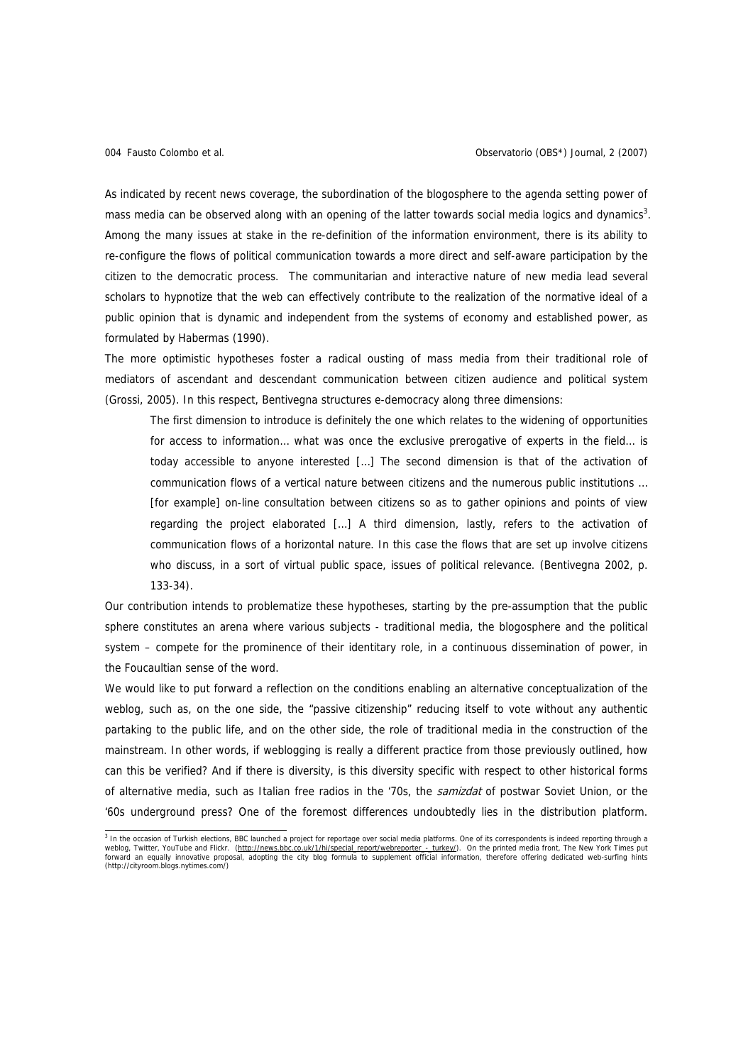As indicated by recent news coverage, the subordination of the blogosphere to the agenda setting power of mass media can be observed along with an opening of the latter towards social media logics and dynamics[3]. Among the many issues at stake in the re-definition of the information environment, there is its ability to re-configure the flows of political communication towards a more direct and self-aware participation by the citizen to the democratic process. The communitarian and interactive nature of new media lead several scholars to hypnotize that the web can effectively contribute to the realization of the normative ideal of a public opinion that is dynamic and independent from the systems of economy and established power, as formulated by Habermas (1990).

The more optimistic hypotheses foster a radical ousting of mass media from their traditional role of mediators of ascendant and descendant communication between citizen audience and political system (Grossi, 2005). In this respect, Bentivegna structures e-democracy along three dimensions:

> The first dimension to introduce is definitely the one which relates to the widening of opportunities for access to information… what was once the exclusive prerogative of experts in the field… is today accessible to anyone interested […] The second dimension is that of the activation of communication flows of a vertical nature between citizens and the numerous public institutions … [for example] on-line consultation between citizens so as to gather opinions and points of view regarding the project elaborated […] A third dimension, lastly, refers to the activation of communication flows of a horizontal nature. In this case the flows that are set up involve citizens who discuss, in a sort of virtual public space, issues of political relevance. (Bentivegna 2002, p. 133-34).

Our contribution intends to problematize these hypotheses, starting by the pre-assumption that the public sphere constitutes an arena where various subjects - traditional media, the blogosphere and the political system – compete for the prominence of their identitary role, in a continuous dissemination of power, in the Foucaultian sense of the word.

We would like to put forward a reflection on the conditions enabling an alternative conceptualization of the weblog, such as, on the one side, the "passive citizenship" reducing itself to vote without any authentic partaking to the public life, and on the other side, the role of traditional media in the construction of the mainstream. In other words, if weblogging is really a different practice from those previously outlined, how can this be verified? And if there is diversity, is this diversity specific with respect to other historical forms of alternative media, such as Italian free radios in the '70s, the *samizdat* of postwar Soviet Union, or the '60s underground press? One of the foremost differences undoubtedly lies in the distribution platform.

[3] In the occasion of Turkish elections, BBC launched a project for reportage over social media platforms. One of its correspondents is indeed reporting through a weblog, Twitter, YouTube and Flickr. (http://news.bbc.co.uk/1/hi/special_report/webreporter_-_turkey/). On the printed media front, The New York Times put forward an equally innovative proposal, adopting the city blog formula to supplement official information, therefore offering dedicated web-surfing hints (http://cityroom.blogs.nytimes.com/)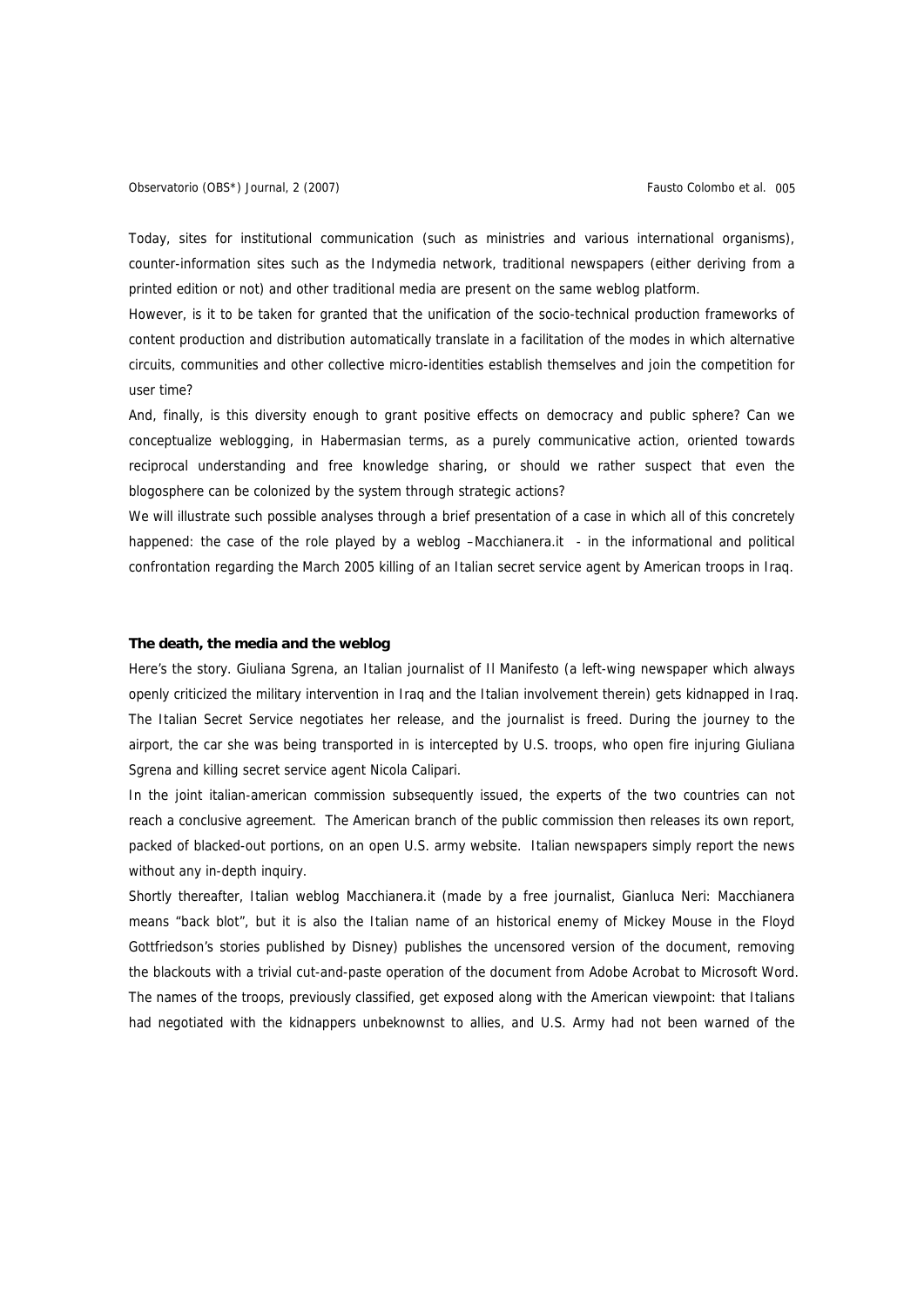Today, sites for institutional communication (such as ministries and various international organisms), counter-information sites such as the Indymedia network, traditional newspapers (either deriving from a printed edition or not) and other traditional media are present on the same weblog platform.

However, is it to be taken for granted that the unification of the socio-technical production frameworks of content production and distribution automatically translate in a facilitation of the modes in which alternative circuits, communities and other collective micro-identities establish themselves and join the competition for user time?

And, finally, is this diversity enough to grant positive effects on democracy and public sphere? Can we conceptualize weblogging, in Habermasian terms, as a purely communicative action, oriented towards reciprocal understanding and free knowledge sharing, or should we rather suspect that even the blogosphere can be colonized by the system through strategic actions?

We will illustrate such possible analyses through a brief presentation of a case in which all of this concretely happened: the case of the role played by a weblog –Macchianera.it - in the informational and political confrontation regarding the March 2005 killing of an Italian secret service agent by American troops in Iraq.

### The death, the media and the weblog

Here's the story. Giuliana Sgrena, an Italian journalist of Il Manifesto (a left-wing newspaper which always openly criticized the military intervention in Iraq and the Italian involvement therein) gets kidnapped in Iraq. The Italian Secret Service negotiates her release, and the journalist is freed. During the journey to the airport, the car she was being transported in is intercepted by U.S. troops, who open fire injuring Giuliana Sgrena and killing secret service agent Nicola Calipari.

In the joint italian-american commission subsequently issued, the experts of the two countries can not reach a conclusive agreement. The American branch of the public commission then releases its own report, packed of blacked-out portions, on an open U.S. army website. Italian newspapers simply report the news without any in-depth inquiry.

Shortly thereafter, Italian weblog Macchianera.it (made by a free journalist, Gianluca Neri: Macchianera means "back blot", but it is also the Italian name of an historical enemy of Mickey Mouse in the Floyd Gottfriedson's stories published by Disney) publishes the uncensored version of the document, removing the blackouts with a trivial cut-and-paste operation of the document from Adobe Acrobat to Microsoft Word. The names of the troops, previously classified, get exposed along with the American viewpoint: that Italians had negotiated with the kidnappers unbeknownst to allies, and U.S. Army had not been warned of the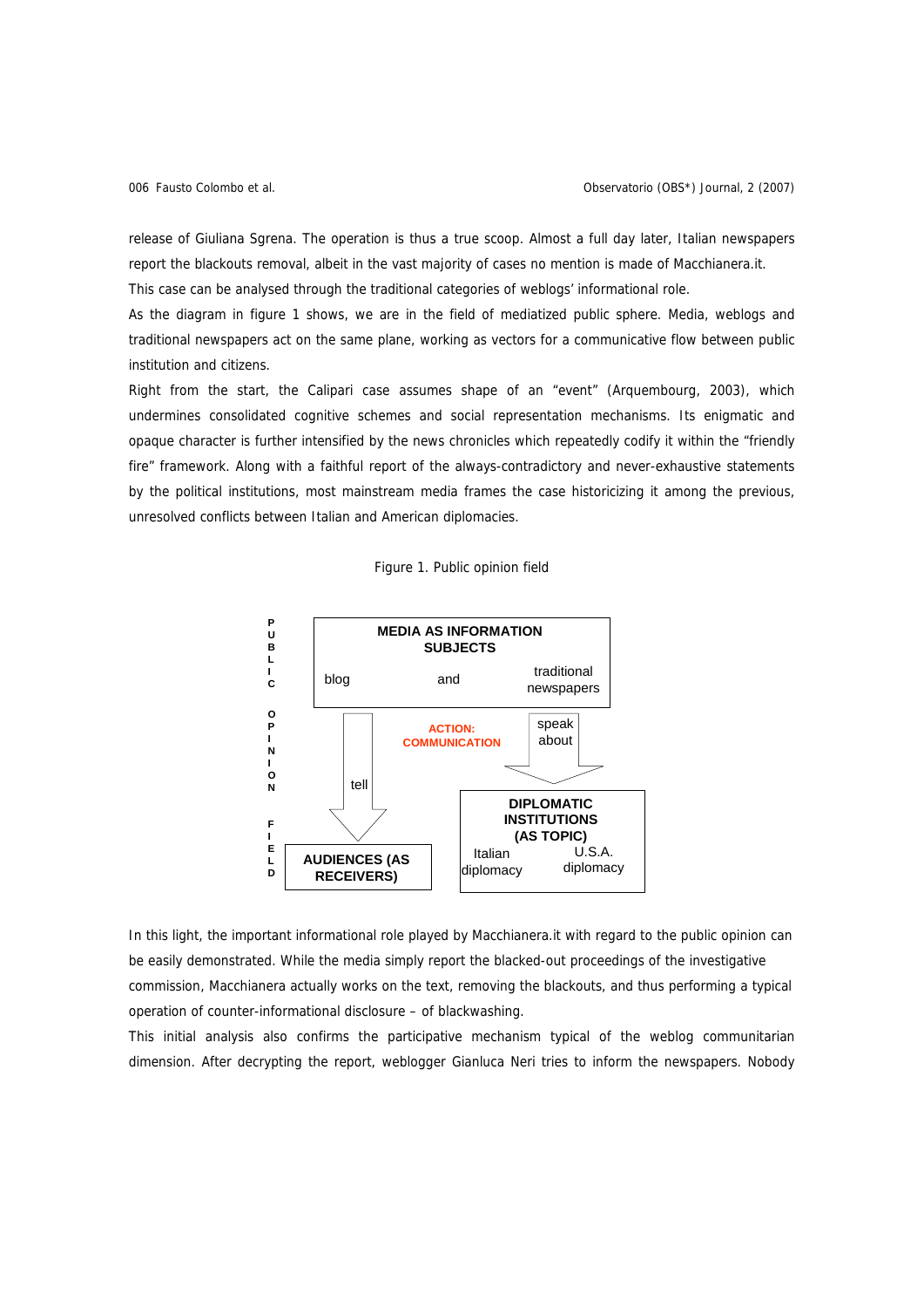release of Giuliana Sgrena. The operation is thus a true scoop. Almost a full day later, Italian newspapers report the blackouts removal, albeit in the vast majority of cases no mention is made of Macchianera.it.

This case can be analysed through the traditional categories of weblogs' informational role.

As the diagram in figure 1 shows, we are in the field of mediatized public sphere. Media, weblogs and traditional newspapers act on the same plane, working as vectors for a communicative flow between public institution and citizens.

Right from the start, the Calipari case assumes shape of an "event" (Arquembourg, 2003), which undermines consolidated cognitive schemes and social representation mechanisms. Its enigmatic and opaque character is further intensified by the news chronicles which repeatedly codify it within the "friendly fire" framework. Along with a faithful report of the always-contradictory and never-exhaustive statements by the political institutions, most mainstream media frames the case historicizing it among the previous, unresolved conflicts between Italian and American diplomacies.

Figure 1. Public opinion field

PUBLIC OPINION FIELD

**MEDIA AS INFORMATION SUBJECTS**
blog and traditional newspapers

ACTION: COMMUNICATION

tell → **AUDIENCES (AS RECEIVERS)**

speak about → **DIPLOMATIC INSTITUTIONS (AS TOPIC)**
Italian diplomacy — U.S.A. diplomacy

In this light, the important informational role played by Macchianera.it with regard to the public opinion can be easily demonstrated. While the media simply report the blacked-out proceedings of the investigative commission, Macchianera actually works on the text, removing the blackouts, and thus performing a typical operation of counter-informational disclosure – of blackwashing.

This initial analysis also confirms the participative mechanism typical of the weblog communitarian dimension. After decrypting the report, weblogger Gianluca Neri tries to inform the newspapers. Nobody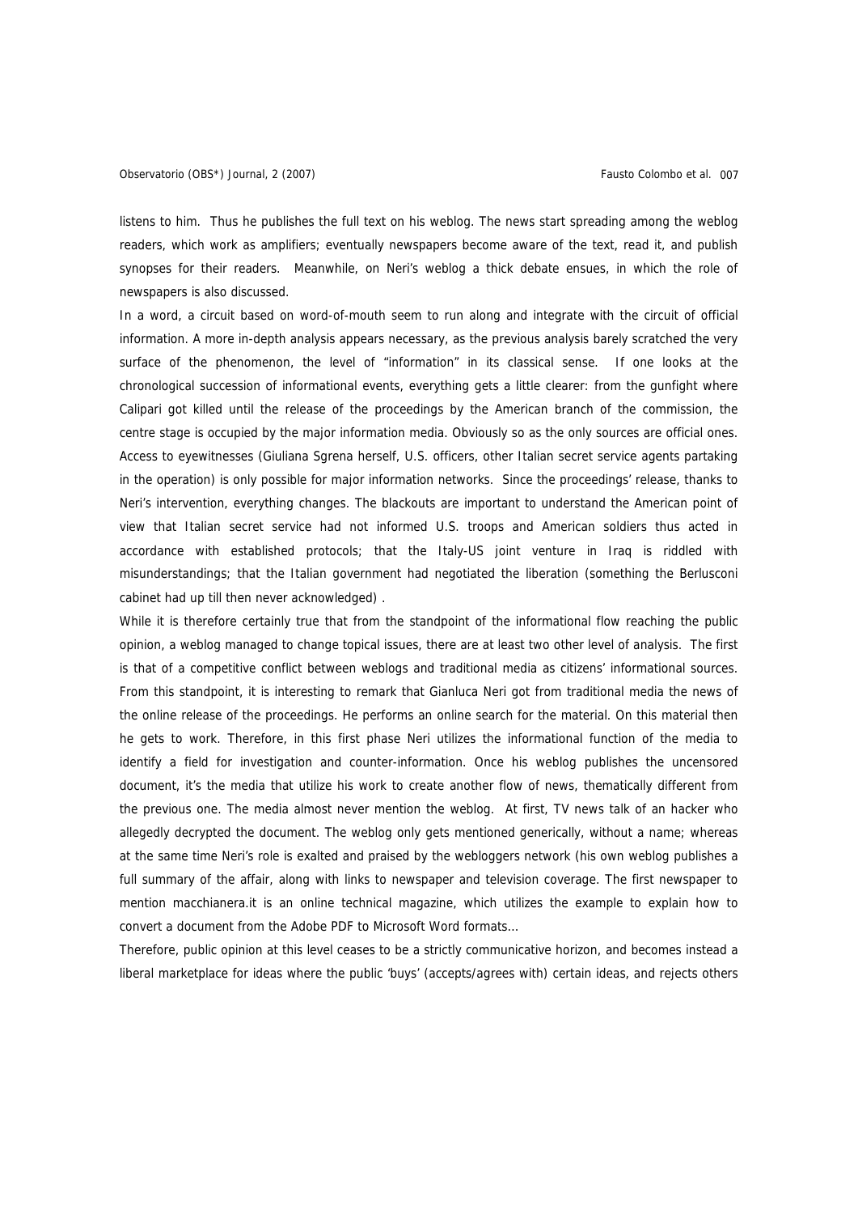listens to him. Thus he publishes the full text on his weblog. The news start spreading among the weblog readers, which work as amplifiers; eventually newspapers become aware of the text, read it, and publish synopses for their readers. Meanwhile, on Neri's weblog a thick debate ensues, in which the role of newspapers is also discussed.

In a word, a circuit based on word-of-mouth seem to run along and integrate with the circuit of official information. A more in-depth analysis appears necessary, as the previous analysis barely scratched the very surface of the phenomenon, the level of "information" in its classical sense. If one looks at the chronological succession of informational events, everything gets a little clearer: from the gunfight where Calipari got killed until the release of the proceedings by the American branch of the commission, the centre stage is occupied by the major information media. Obviously so as the only sources are official ones. Access to eyewitnesses (Giuliana Sgrena herself, U.S. officers, other Italian secret service agents partaking in the operation) is only possible for major information networks. Since the proceedings' release, thanks to Neri's intervention, everything changes. The blackouts are important to understand the American point of view that Italian secret service had not informed U.S. troops and American soldiers thus acted in accordance with established protocols; that the Italy-US joint venture in Iraq is riddled with misunderstandings; that the Italian government had negotiated the liberation (something the Berlusconi cabinet had up till then never acknowledged) .

While it is therefore certainly true that from the standpoint of the informational flow reaching the public opinion, a weblog managed to change topical issues, there are at least two other level of analysis. The first is that of a competitive conflict between weblogs and traditional media as citizens' informational sources. From this standpoint, it is interesting to remark that Gianluca Neri got from traditional media the news of the online release of the proceedings. He performs an online search for the material. On this material then he gets to work. Therefore, in this first phase Neri utilizes the informational function of the media to identify a field for investigation and counter-information. Once his weblog publishes the uncensored document, it's the media that utilize his work to create another flow of news, thematically different from the previous one. The media almost never mention the weblog. At first, TV news talk of an hacker who allegedly decrypted the document. The weblog only gets mentioned generically, without a name; whereas at the same time Neri's role is exalted and praised by the webloggers network (his own weblog publishes a full summary of the affair, along with links to newspaper and television coverage. The first newspaper to mention macchianera.it is an online technical magazine, which utilizes the example to explain how to convert a document from the Adobe PDF to Microsoft Word formats...

Therefore, public opinion at this level ceases to be a strictly communicative horizon, and becomes instead a liberal marketplace for ideas where the public 'buys' (accepts/agrees with) certain ideas, and rejects others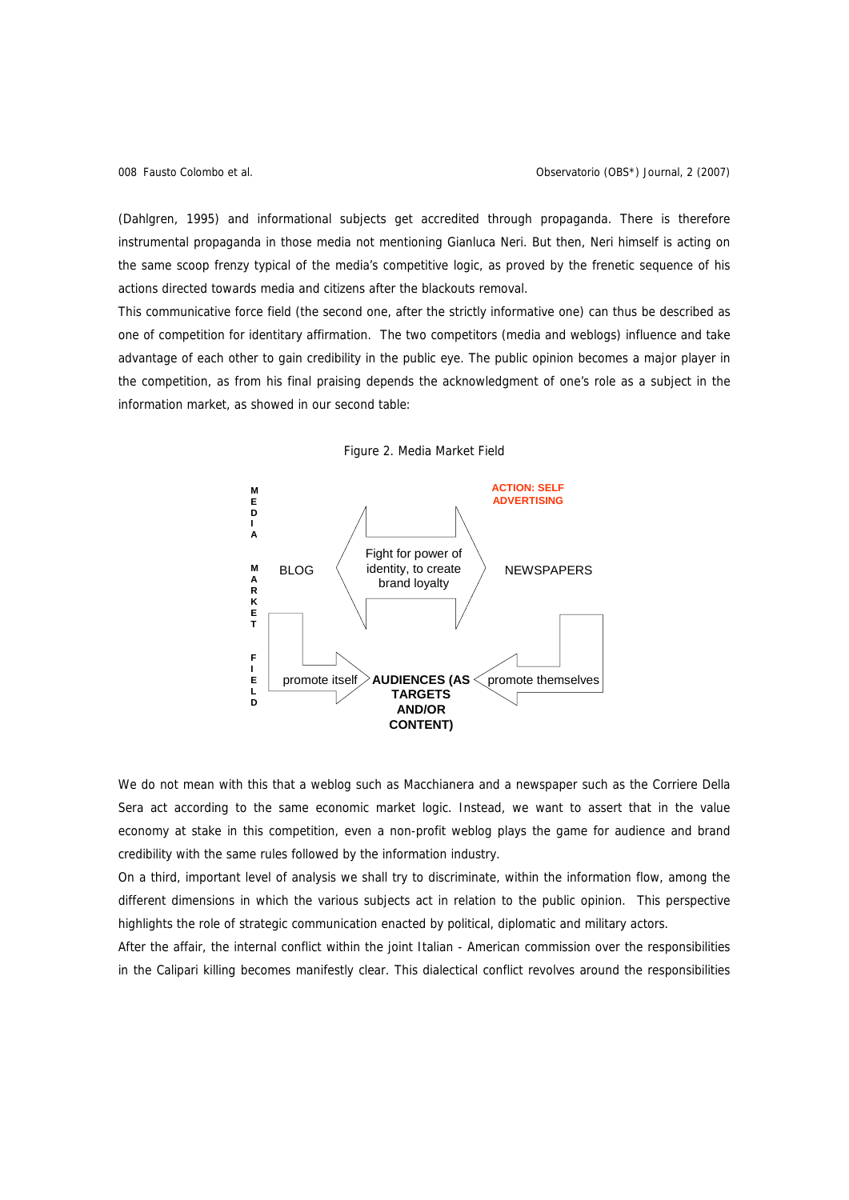(Dahlgren, 1995) and informational subjects get accredited through propaganda. There is therefore instrumental propaganda in those media not mentioning Gianluca Neri. But then, Neri himself is acting on the same scoop frenzy typical of the media's competitive logic, as proved by the frenetic sequence of his actions directed towards media and citizens after the blackouts removal.

This communicative force field (the second one, after the strictly informative one) can thus be described as one of competition for identitary affirmation. The two competitors (media and weblogs) influence and take advantage of each other to gain credibility in the public eye. The public opinion becomes a major player in the competition, as from his final praising depends the acknowledgment of one's role as a subject in the information market, as showed in our second table:

Figure 2. Media Market Field

MEDIA MARKET FIELD

ACTION: SELF ADVERTISING

BLOG — Fight for power of identity, to create brand loyalty — NEWSPAPERS

promote itself → AUDIENCES (AS TARGETS AND/OR CONTENT) ← promote themselves

We do not mean with this that a weblog such as Macchianera and a newspaper such as the Corriere Della Sera act according to the same economic market logic. Instead, we want to assert that in the value economy at stake in this competition, even a non-profit weblog plays the game for audience and brand credibility with the same rules followed by the information industry.

On a third, important level of analysis we shall try to discriminate, within the information flow, among the different dimensions in which the various subjects act in relation to the public opinion. This perspective highlights the role of strategic communication enacted by political, diplomatic and military actors.

After the affair, the internal conflict within the joint Italian - American commission over the responsibilities in the Calipari killing becomes manifestly clear. This dialectical conflict revolves around the responsibilities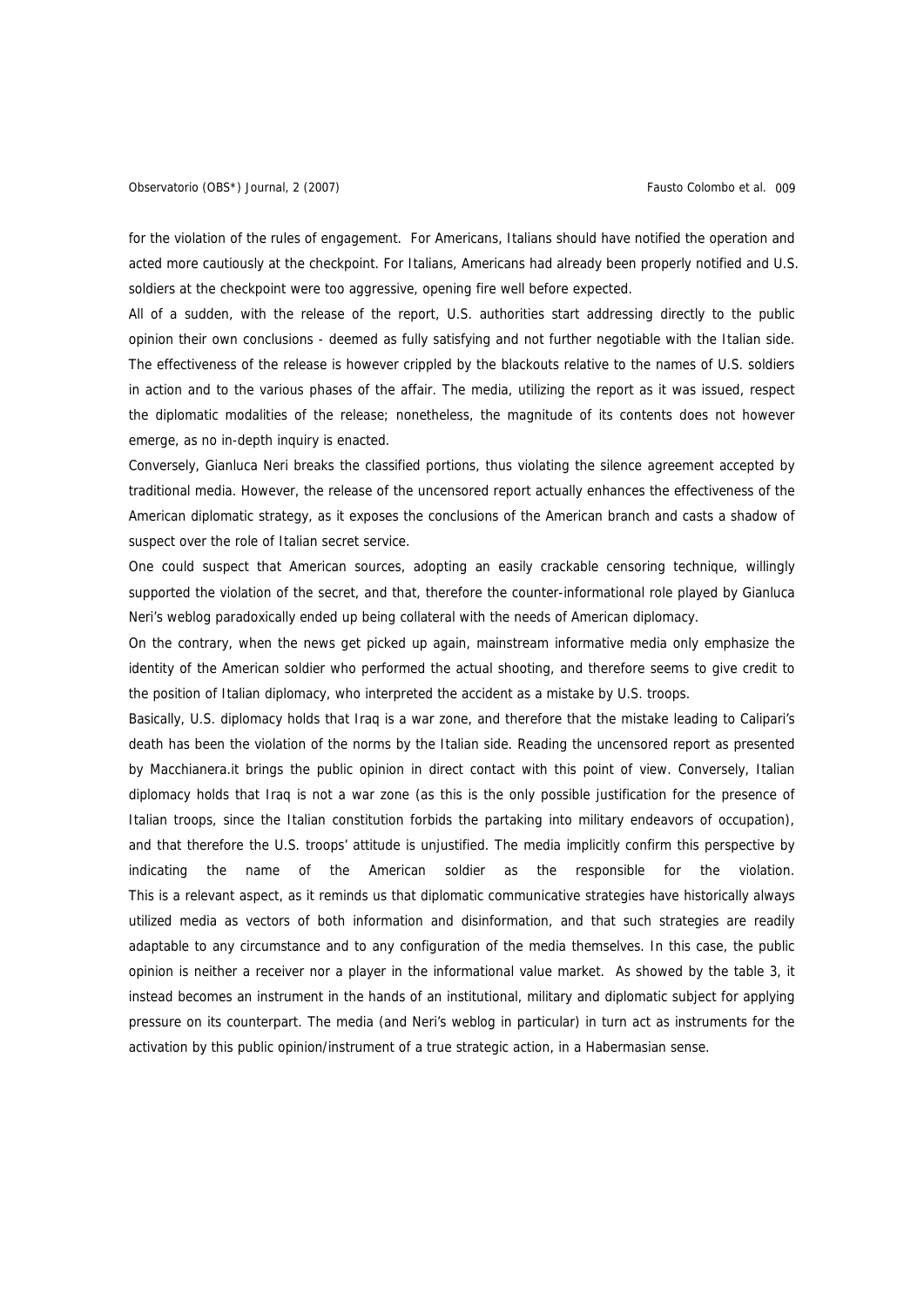for the violation of the rules of engagement. For Americans, Italians should have notified the operation and acted more cautiously at the checkpoint. For Italians, Americans had already been properly notified and U.S. soldiers at the checkpoint were too aggressive, opening fire well before expected.

All of a sudden, with the release of the report, U.S. authorities start addressing directly to the public opinion their own conclusions - deemed as fully satisfying and not further negotiable with the Italian side. The effectiveness of the release is however crippled by the blackouts relative to the names of U.S. soldiers in action and to the various phases of the affair. The media, utilizing the report as it was issued, respect the diplomatic modalities of the release; nonetheless, the magnitude of its contents does not however emerge, as no in-depth inquiry is enacted.

Conversely, Gianluca Neri breaks the classified portions, thus violating the silence agreement accepted by traditional media. However, the release of the uncensored report actually enhances the effectiveness of the American diplomatic strategy, as it exposes the conclusions of the American branch and casts a shadow of suspect over the role of Italian secret service.

One could suspect that American sources, adopting an easily crackable censoring technique, willingly supported the violation of the secret, and that, therefore the counter-informational role played by Gianluca Neri's weblog paradoxically ended up being collateral with the needs of American diplomacy.

On the contrary, when the news get picked up again, mainstream informative media only emphasize the identity of the American soldier who performed the actual shooting, and therefore seems to give credit to the position of Italian diplomacy, who interpreted the accident as a mistake by U.S. troops.

Basically, U.S. diplomacy holds that Iraq is a war zone, and therefore that the mistake leading to Calipari's death has been the violation of the norms by the Italian side. Reading the uncensored report as presented by Macchianera.it brings the public opinion in direct contact with this point of view. Conversely, Italian diplomacy holds that Iraq is not a war zone (as this is the only possible justification for the presence of Italian troops, since the Italian constitution forbids the partaking into military endeavors of occupation), and that therefore the U.S. troops' attitude is unjustified. The media implicitly confirm this perspective by indicating the name of the American soldier as the responsible for the violation.

This is a relevant aspect, as it reminds us that diplomatic communicative strategies have historically always utilized media as vectors of both information and disinformation, and that such strategies are readily adaptable to any circumstance and to any configuration of the media themselves. In this case, the public opinion is neither a receiver nor a player in the informational value market. As showed by the table 3, it instead becomes an instrument in the hands of an institutional, military and diplomatic subject for applying pressure on its counterpart. The media (and Neri's weblog in particular) in turn act as instruments for the activation by this public opinion/instrument of a true strategic action, in a Habermasian sense.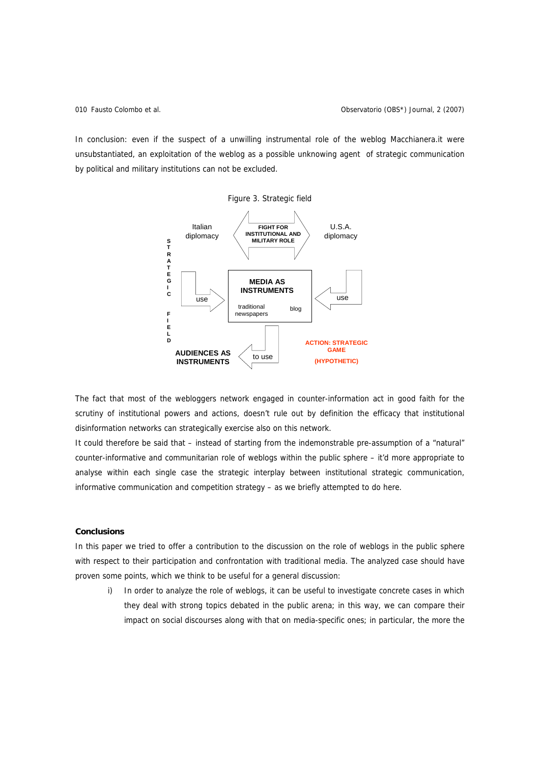In conclusion: even if the suspect of a unwilling instrumental role of the weblog Macchianera.it were unsubstantiated, an exploitation of the weblog as a possible unknowing agent of strategic communication by political and military institutions can not be excluded.

Figure 3. Strategic field

STRATEGIC FIELD

Italian diplomacy

FIGHT FOR INSTITUTIONAL AND MILITARY ROLE

U.S.A. diplomacy

use

MEDIA AS INSTRUMENTS

traditional newspapers

blog

use

AUDIENCES AS INSTRUMENTS

to use

ACTION: STRATEGIC GAME

(HYPOTHETIC)

The fact that most of the webloggers network engaged in counter-information act in good faith for the scrutiny of institutional powers and actions, doesn't rule out by definition the efficacy that institutional disinformation networks can strategically exercise also on this network.

It could therefore be said that – instead of starting from the indemonstrable pre-assumption of a "natural" counter-informative and communitarian role of weblogs within the public sphere – it'd more appropriate to analyse within each single case the strategic interplay between institutional strategic communication, informative communication and competition strategy – as we briefly attempted to do here.

**Conclusions**

In this paper we tried to offer a contribution to the discussion on the role of weblogs in the public sphere with respect to their participation and confrontation with traditional media. The analyzed case should have proven some points, which we think to be useful for a general discussion:

i) In order to analyze the role of weblogs, it can be useful to investigate concrete cases in which they deal with strong topics debated in the public arena; in this way, we can compare their impact on social discourses along with that on media-specific ones; in particular, the more the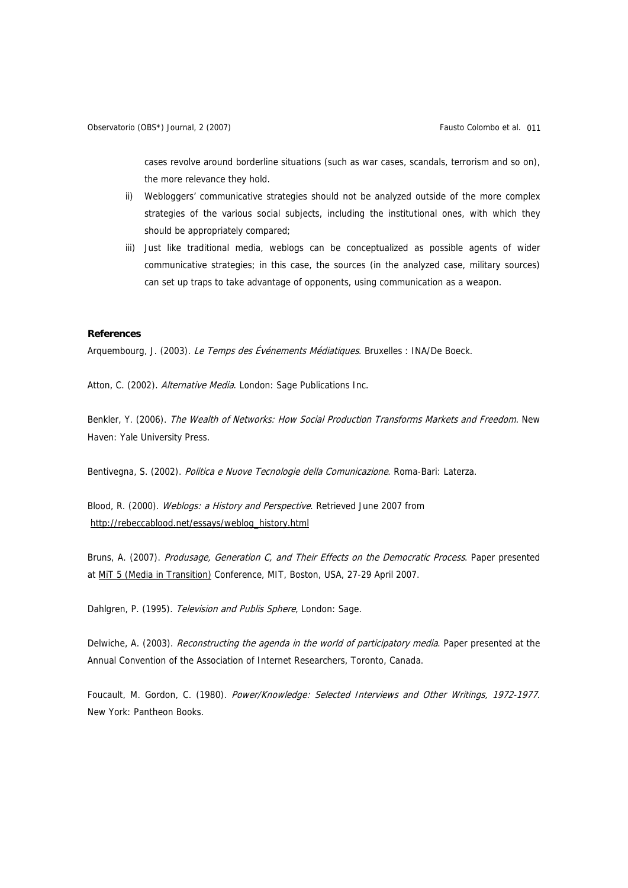cases revolve around borderline situations (such as war cases, scandals, terrorism and so on), the more relevance they hold.

ii) Webloggers' communicative strategies should not be analyzed outside of the more complex strategies of the various social subjects, including the institutional ones, with which they should be appropriately compared;

iii) Just like traditional media, weblogs can be conceptualized as possible agents of wider communicative strategies; in this case, the sources (in the analyzed case, military sources) can set up traps to take advantage of opponents, using communication as a weapon.

**References**

Arquembourg, J. (2003). *Le Temps des Événements Médiatiques*. Bruxelles : INA/De Boeck.

Atton, C. (2002). *Alternative Media*. London: Sage Publications Inc.

Benkler, Y. (2006). *The Wealth of Networks: How Social Production Transforms Markets and Freedom*. New Haven: Yale University Press.

Bentivegna, S. (2002). *Politica e Nuove Tecnologie della Comunicazione*. Roma-Bari: Laterza.

Blood, R. (2000). *Weblogs: a History and Perspective*. Retrieved June 2007 from http://rebeccablood.net/essays/weblog_history.html

Bruns, A. (2007). *Produsage, Generation C, and Their Effects on the Democratic Process*. Paper presented at MiT 5 (Media in Transition) Conference, MIT, Boston, USA, 27-29 April 2007.

Dahlgren, P. (1995). *Television and Publis Sphere*, London: Sage.

Delwiche, A. (2003). *Reconstructing the agenda in the world of participatory media*. Paper presented at the Annual Convention of the Association of Internet Researchers, Toronto, Canada.

Foucault, M. Gordon, C. (1980). *Power/Knowledge: Selected Interviews and Other Writings, 1972-1977*. New York: Pantheon Books.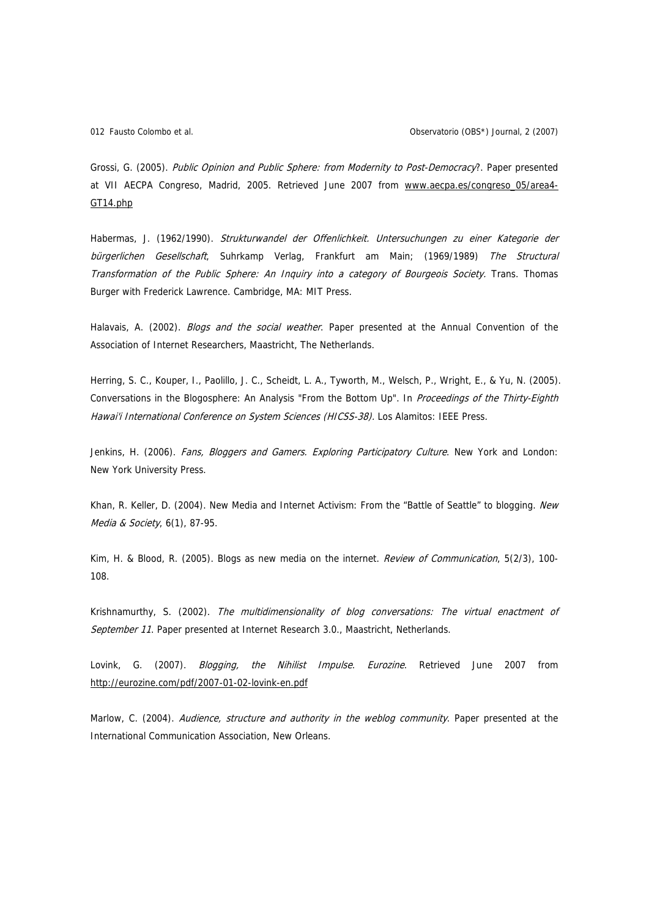Grossi, G. (2005). *Public Opinion and Public Sphere: from Modernity to Post-Democracy*?. Paper presented at VII AECPA Congreso, Madrid, 2005. Retrieved June 2007 from www.aecpa.es/congreso_05/area4-GT14.php

Habermas, J. (1962/1990). *Strukturwandel der Offenlichkeit. Untersuchungen zu einer Kategorie der bürgerlichen Gesellschaft*, Suhrkamp Verlag, Frankfurt am Main; (1969/1989) *The Structural Transformation of the Public Sphere: An Inquiry into a category of Bourgeois Society.* Trans. Thomas Burger with Frederick Lawrence. Cambridge, MA: MIT Press.

Halavais, A. (2002). *Blogs and the social weather*. Paper presented at the Annual Convention of the Association of Internet Researchers, Maastricht, The Netherlands.

Herring, S. C., Kouper, I., Paolillo, J. C., Scheidt, L. A., Tyworth, M., Welsch, P., Wright, E., & Yu, N. (2005). Conversations in the Blogosphere: An Analysis "From the Bottom Up". In *Proceedings of the Thirty-Eighth Hawai'i International Conference on System Sciences (HICSS-38).* Los Alamitos: IEEE Press.

Jenkins, H. (2006). *Fans, Bloggers and Gamers. Exploring Participatory Culture*. New York and London: New York University Press.

Khan, R. Keller, D. (2004). New Media and Internet Activism: From the "Battle of Seattle" to blogging. *New Media & Society*, 6(1), 87-95.

Kim, H. & Blood, R. (2005). Blogs as new media on the internet. *Review of Communication*, 5(2/3), 100-108.

Krishnamurthy, S. (2002). *The multidimensionality of blog conversations: The virtual enactment of September 11*. Paper presented at Internet Research 3.0., Maastricht, Netherlands.

Lovink, G. (2007). *Blogging, the Nihilist Impulse*. *Eurozine*. Retrieved June 2007 from http://eurozine.com/pdf/2007-01-02-lovink-en.pdf

Marlow, C. (2004). *Audience, structure and authority in the weblog community*. Paper presented at the International Communication Association, New Orleans.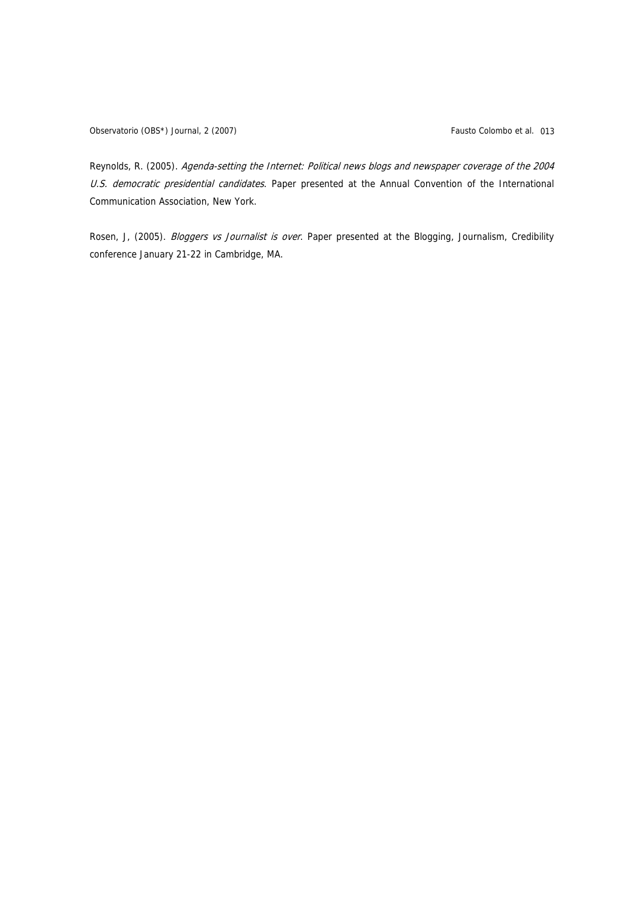Reynolds, R. (2005). *Agenda-setting the Internet: Political news blogs and newspaper coverage of the 2004 U.S. democratic presidential candidates*. Paper presented at the Annual Convention of the International Communication Association, New York.

Rosen, J, (2005). *Bloggers vs Journalist is over*. Paper presented at the Blogging, Journalism, Credibility conference January 21-22 in Cambridge, MA.